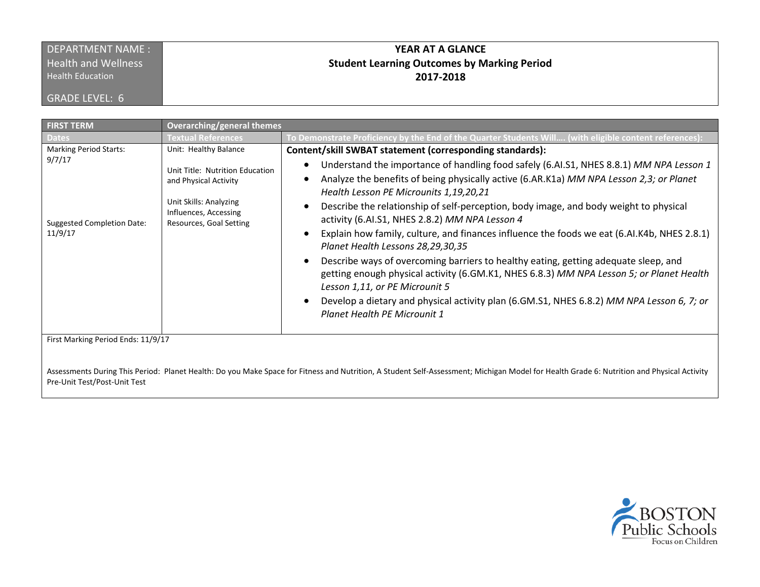| DEPARTMENT NAME : Health and Wellness<br>Health Education<br><br>GRADE LEVEL: 6 | **YEAR AT A GLANCE**<br>**Student Learning Outcomes by Marking Period**<br>**2017-2018** |
|---|---|

| **FIRST TERM** | **Overarching/general themes** | |
|---|---|---|
| **Dates** | **Textual References** | **To Demonstrate Proficiency by the End of the Quarter Students Will…. (with eligible content references):** |
| Marking Period Starts: 9/7/17<br><br>Suggested Completion Date: 11/9/17 | Unit: Healthy Balance<br><br>Unit Title: Nutrition Education and Physical Activity<br><br>Unit Skills: Analyzing Influences, Accessing Resources, Goal Setting | **Content/skill SWBAT statement (corresponding standards):**<br>• Understand the importance of handling food safely (6.AI.S1, NHES 8.8.1) *MM NPA Lesson 1*<br>• Analyze the benefits of being physically active (6.AR.K1a) *MM NPA Lesson 2,3; or Planet Health Lesson PE Microunits 1,19,20,21*<br>• Describe the relationship of self-perception, body image, and body weight to physical activity (6.AI.S1, NHES 2.8.2) *MM NPA Lesson 4*<br>• Explain how family, culture, and finances influence the foods we eat (6.AI.K4b, NHES 2.8.1) *Planet Health Lessons 28,29,30,35*<br>• Describe ways of overcoming barriers to healthy eating, getting adequate sleep, and getting enough physical activity (6.GM.K1, NHES 6.8.3) *MM NPA Lesson 5; or Planet Health Lesson 1,11, or PE Microunit 5*<br>• Develop a dietary and physical activity plan (6.GM.S1, NHES 6.8.2) *MM NPA Lesson 6, 7; or Planet Health PE Microunit 1* |

First Marking Period Ends: 11/9/17

Assessments During This Period: Planet Health: Do you Make Space for Fitness and Nutrition, A Student Self-Assessment; Michigan Model for Health Grade 6: Nutrition and Physical Activity Pre-Unit Test/Post-Unit Test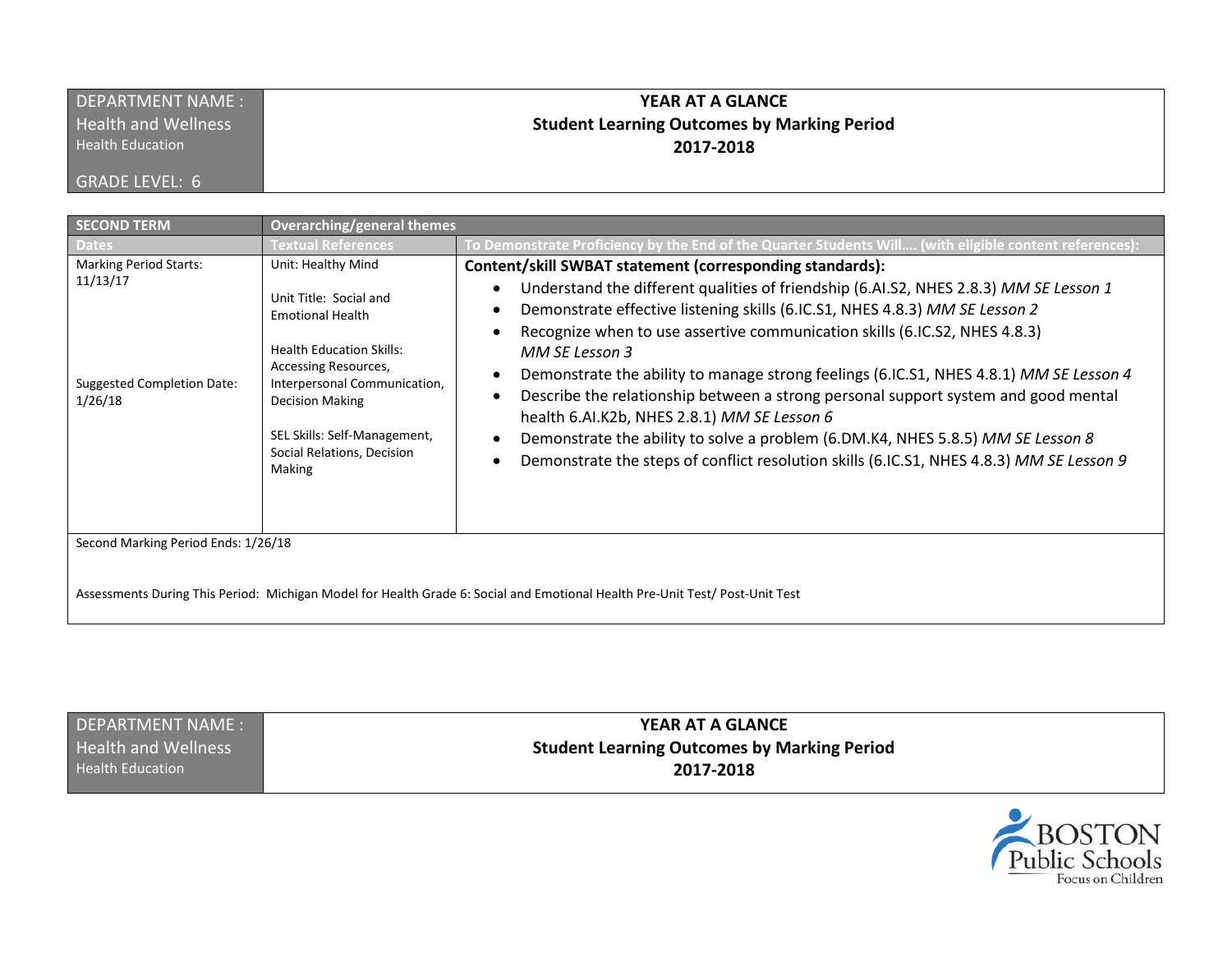| DEPARTMENT NAME : Health and Wellness Health Education GRADE LEVEL: 6 | YEAR AT A GLANCE Student Learning Outcomes by Marking Period 2017-2018 |
|---|---|

| SECOND TERM | Overarching/general themes | |
|---|---|---|
| **Dates** | **Textual References** | **To Demonstrate Proficiency by the End of the Quarter Students Will…. (with eligible content references):** |
| Marking Period Starts: 11/13/17<br><br>Suggested Completion Date: 1/26/18 | Unit: Healthy Mind<br><br>Unit Title: Social and Emotional Health<br><br>Health Education Skills: Accessing Resources, Interpersonal Communication, Decision Making<br><br>SEL Skills: Self-Management, Social Relations, Decision Making | **Content/skill SWBAT statement (corresponding standards):**<br>• Understand the different qualities of friendship (6.AI.S2, NHES 2.8.3) *MM SE Lesson 1*<br>• Demonstrate effective listening skills (6.IC.S1, NHES 4.8.3) *MM SE Lesson 2*<br>• Recognize when to use assertive communication skills (6.IC.S2, NHES 4.8.3) *MM SE Lesson 3*<br>• Demonstrate the ability to manage strong feelings (6.IC.S1, NHES 4.8.1) *MM SE Lesson 4*<br>• Describe the relationship between a strong personal support system and good mental health 6.AI.K2b, NHES 2.8.1) *MM SE Lesson 6*<br>• Demonstrate the ability to solve a problem (6.DM.K4, NHES 5.8.5) *MM SE Lesson 8*<br>• Demonstrate the steps of conflict resolution skills (6.IC.S1, NHES 4.8.3) *MM SE Lesson 9* |
| Second Marking Period Ends: 1/26/18<br><br>Assessments During This Period: Michigan Model for Health Grade 6: Social and Emotional Health Pre-Unit Test/ Post-Unit Test | | |

| DEPARTMENT NAME : Health and Wellness Health Education | YEAR AT A GLANCE Student Learning Outcomes by Marking Period 2017-2018 |
|---|---|

BOSTON Public Schools
Focus on Children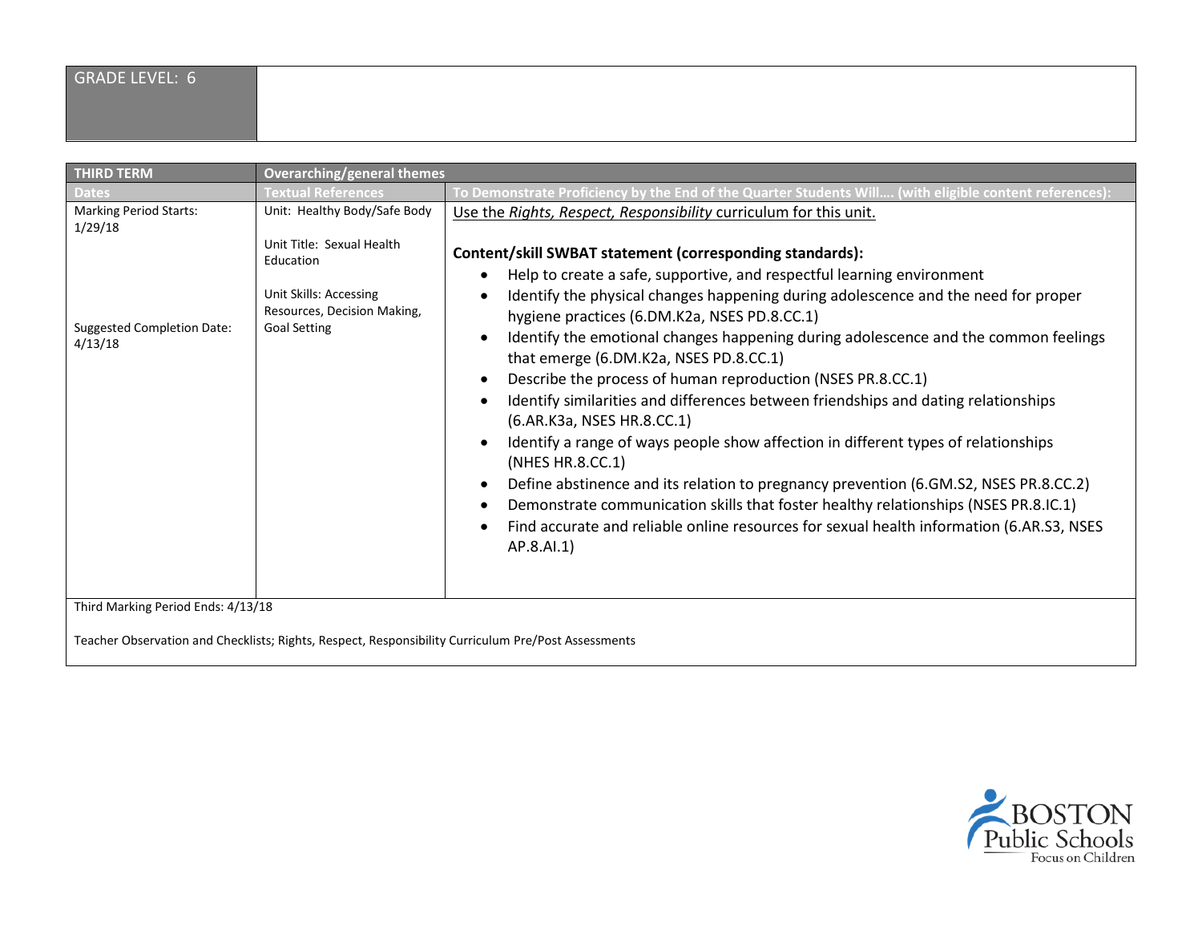| GRADE LEVEL: 6 | | |
|---|---|---|

| THIRD TERM | Overarching/general themes | |
|---|---|---|
| **Dates** | **Textual References** | **To Demonstrate Proficiency by the End of the Quarter Students Will…. (with eligible content references):** |
| Marking Period Starts: 1/29/18<br><br>Suggested Completion Date: 4/13/18 | Unit: Healthy Body/Safe Body<br><br>Unit Title: Sexual Health Education<br><br>Unit Skills: Accessing Resources, Decision Making, Goal Setting | Use the *Rights, Respect, Responsibility* curriculum for this unit.<br><br>**Content/skill SWBAT statement (corresponding standards):**<br>• Help to create a safe, supportive, and respectful learning environment<br>• Identify the physical changes happening during adolescence and the need for proper hygiene practices (6.DM.K2a, NSES PD.8.CC.1)<br>• Identify the emotional changes happening during adolescence and the common feelings that emerge (6.DM.K2a, NSES PD.8.CC.1)<br>• Describe the process of human reproduction (NSES PR.8.CC.1)<br>• Identify similarities and differences between friendships and dating relationships (6.AR.K3a, NSES HR.8.CC.1)<br>• Identify a range of ways people show affection in different types of relationships (NHES HR.8.CC.1)<br>• Define abstinence and its relation to pregnancy prevention (6.GM.S2, NSES PR.8.CC.2)<br>• Demonstrate communication skills that foster healthy relationships (NSES PR.8.IC.1)<br>• Find accurate and reliable online resources for sexual health information (6.AR.S3, NSES AP.8.AI.1) |
| Third Marking Period Ends: 4/13/18<br><br>Teacher Observation and Checklists; Rights, Respect, Responsibility Curriculum Pre/Post Assessments | | |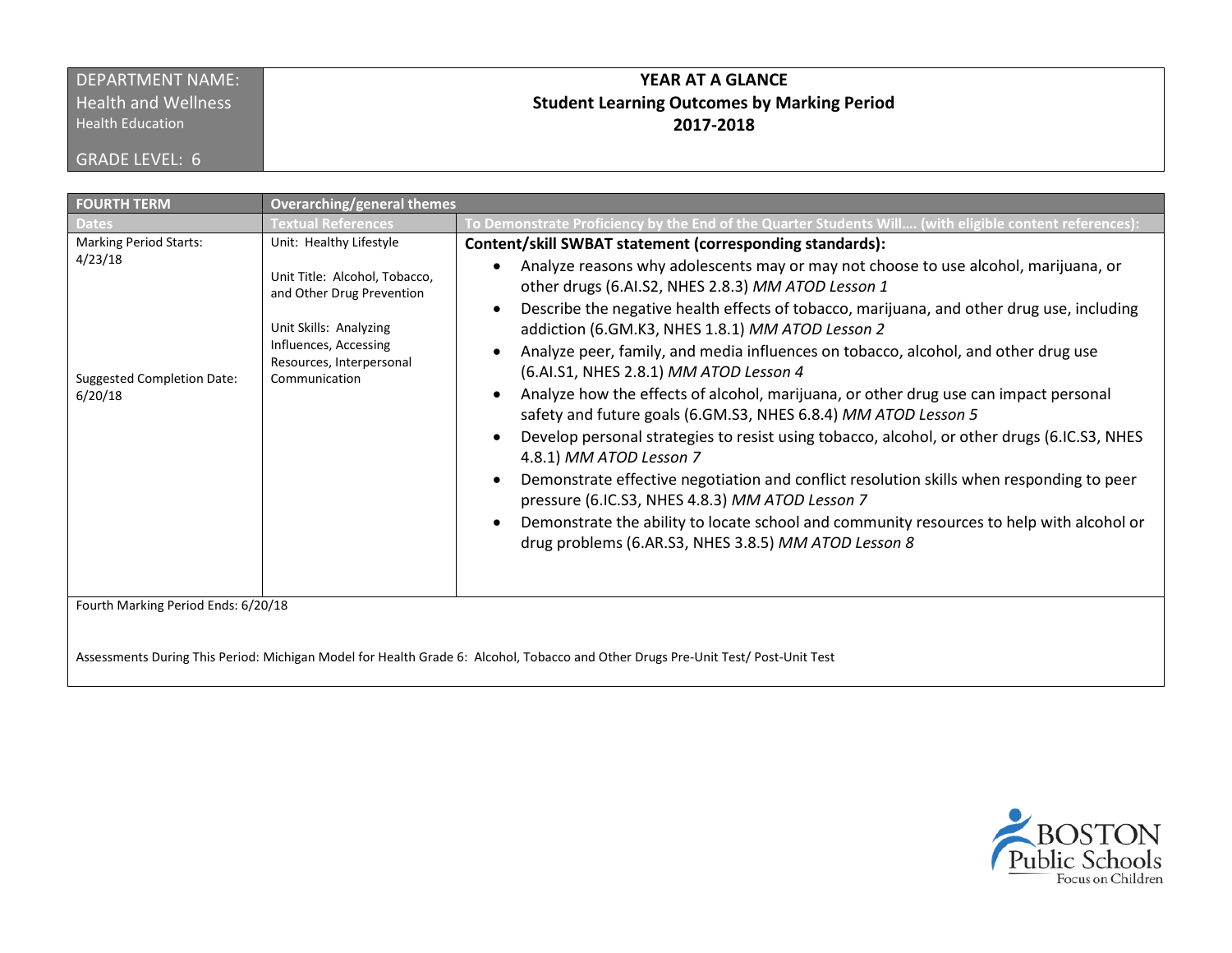| DEPARTMENT NAME: Health and Wellness Health Education GRADE LEVEL: 6 | YEAR AT A GLANCE Student Learning Outcomes by Marking Period 2017-2018 |
|---|---|

| FOURTH TERM | Overarching/general themes | |
|---|---|---|
| **Dates** | **Textual References** | **To Demonstrate Proficiency by the End of the Quarter Students Will…. (with eligible content references):** |
| Marking Period Starts: 4/23/18<br><br>Suggested Completion Date: 6/20/18 | Unit: Healthy Lifestyle<br><br>Unit Title: Alcohol, Tobacco, and Other Drug Prevention<br><br>Unit Skills: Analyzing Influences, Accessing Resources, Interpersonal Communication | **Content/skill SWBAT statement (corresponding standards):**<br>• Analyze reasons why adolescents may or may not choose to use alcohol, marijuana, or other drugs (6.AI.S2, NHES 2.8.3) *MM ATOD Lesson 1*<br>• Describe the negative health effects of tobacco, marijuana, and other drug use, including addiction (6.GM.K3, NHES 1.8.1) *MM ATOD Lesson 2*<br>• Analyze peer, family, and media influences on tobacco, alcohol, and other drug use (6.AI.S1, NHES 2.8.1) *MM ATOD Lesson 4*<br>• Analyze how the effects of alcohol, marijuana, or other drug use can impact personal safety and future goals (6.GM.S3, NHES 6.8.4) *MM ATOD Lesson 5*<br>• Develop personal strategies to resist using tobacco, alcohol, or other drugs (6.IC.S3, NHES 4.8.1) *MM ATOD Lesson 7*<br>• Demonstrate effective negotiation and conflict resolution skills when responding to peer pressure (6.IC.S3, NHES 4.8.3) *MM ATOD Lesson 7*<br>• Demonstrate the ability to locate school and community resources to help with alcohol or drug problems (6.AR.S3, NHES 3.8.5) *MM ATOD Lesson 8* |
| Fourth Marking Period Ends: 6/20/18<br><br>Assessments During This Period: Michigan Model for Health Grade 6: Alcohol, Tobacco and Other Drugs Pre-Unit Test/ Post-Unit Test | | |

BOSTON Public Schools
Focus on Children